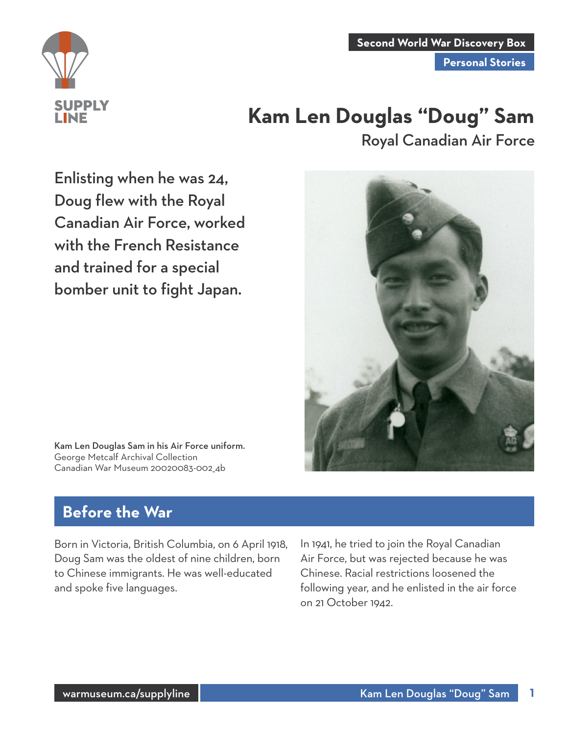Second World War Discovery Box

Personal Stories

# Kam Len Douglas "Doug" Sam

Royal Canadian Air Force

**Enlisting when he was 24, Doug flew with the Royal Canadian Air Force, worked with the French Resistance and trained for a special bomber unit to fight Japan.**

**Kam Len Douglas Sam in his Air Force uniform.**
George Metcalf Archival Collection
Canadian War Museum 20020083-002_4b

## Before the War

Born in Victoria, British Columbia, on 6 April 1918, Doug Sam was the oldest of nine children, born to Chinese immigrants. He was well-educated and spoke five languages.

In 1941, he tried to join the Royal Canadian Air Force, but was rejected because he was Chinese. Racial restrictions loosened the following year, and he enlisted in the air force on 21 October 1942.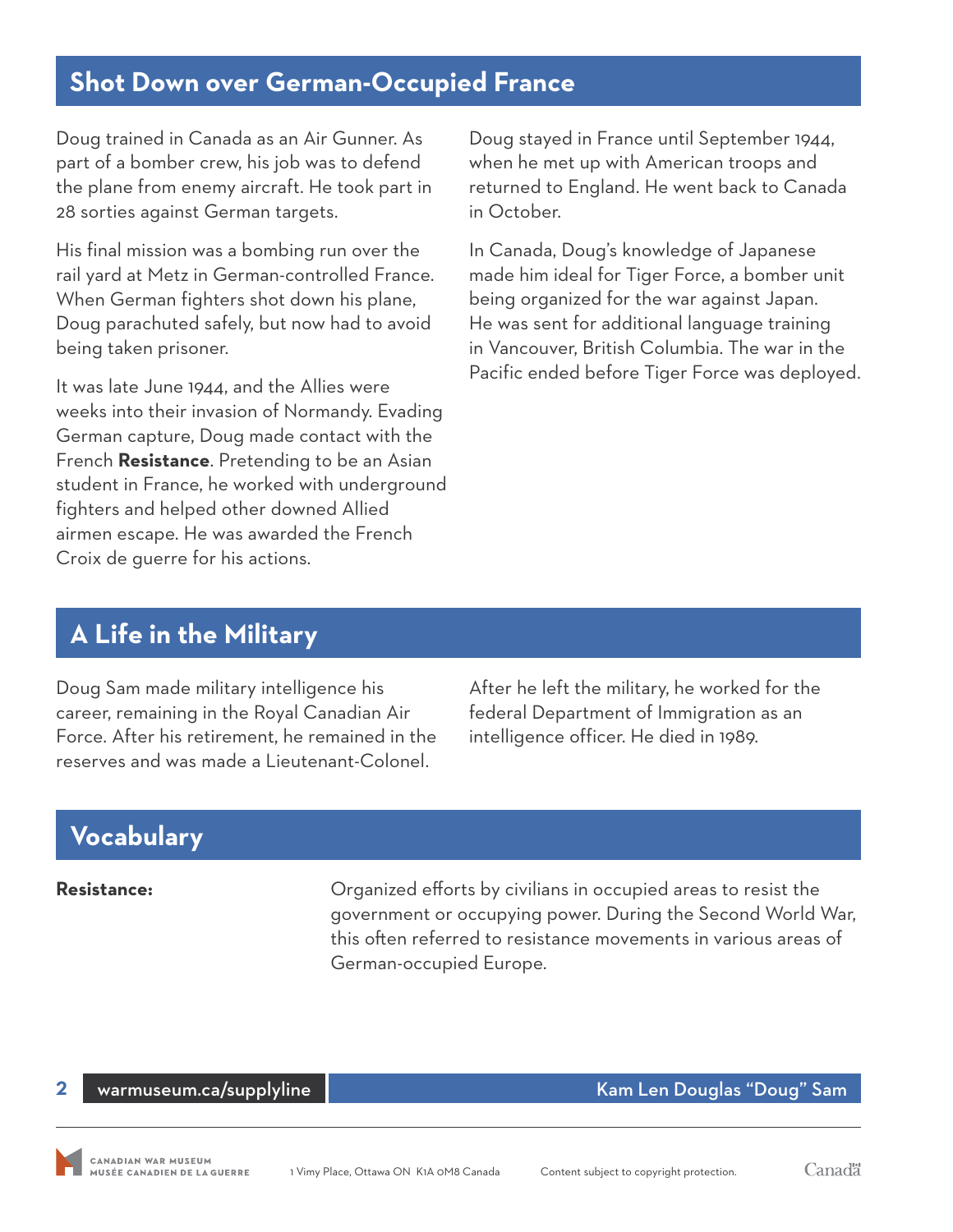## Shot Down over German-Occupied France

Doug trained in Canada as an Air Gunner. As part of a bomber crew, his job was to defend the plane from enemy aircraft. He took part in 28 sorties against German targets.

His final mission was a bombing run over the rail yard at Metz in German-controlled France. When German fighters shot down his plane, Doug parachuted safely, but now had to avoid being taken prisoner.

It was late June 1944, and the Allies were weeks into their invasion of Normandy. Evading German capture, Doug made contact with the French **Resistance**. Pretending to be an Asian student in France, he worked with underground fighters and helped other downed Allied airmen escape. He was awarded the French Croix de guerre for his actions.

Doug stayed in France until September 1944, when he met up with American troops and returned to England. He went back to Canada in October.

In Canada, Doug's knowledge of Japanese made him ideal for Tiger Force, a bomber unit being organized for the war against Japan. He was sent for additional language training in Vancouver, British Columbia. The war in the Pacific ended before Tiger Force was deployed.

## A Life in the Military

Doug Sam made military intelligence his career, remaining in the Royal Canadian Air Force. After his retirement, he remained in the reserves and was made a Lieutenant-Colonel.

After he left the military, he worked for the federal Department of Immigration as an intelligence officer. He died in 1989.

## Vocabulary

**Resistance:** Organized efforts by civilians in occupied areas to resist the government or occupying power. During the Second World War, this often referred to resistance movements in various areas of German-occupied Europe.